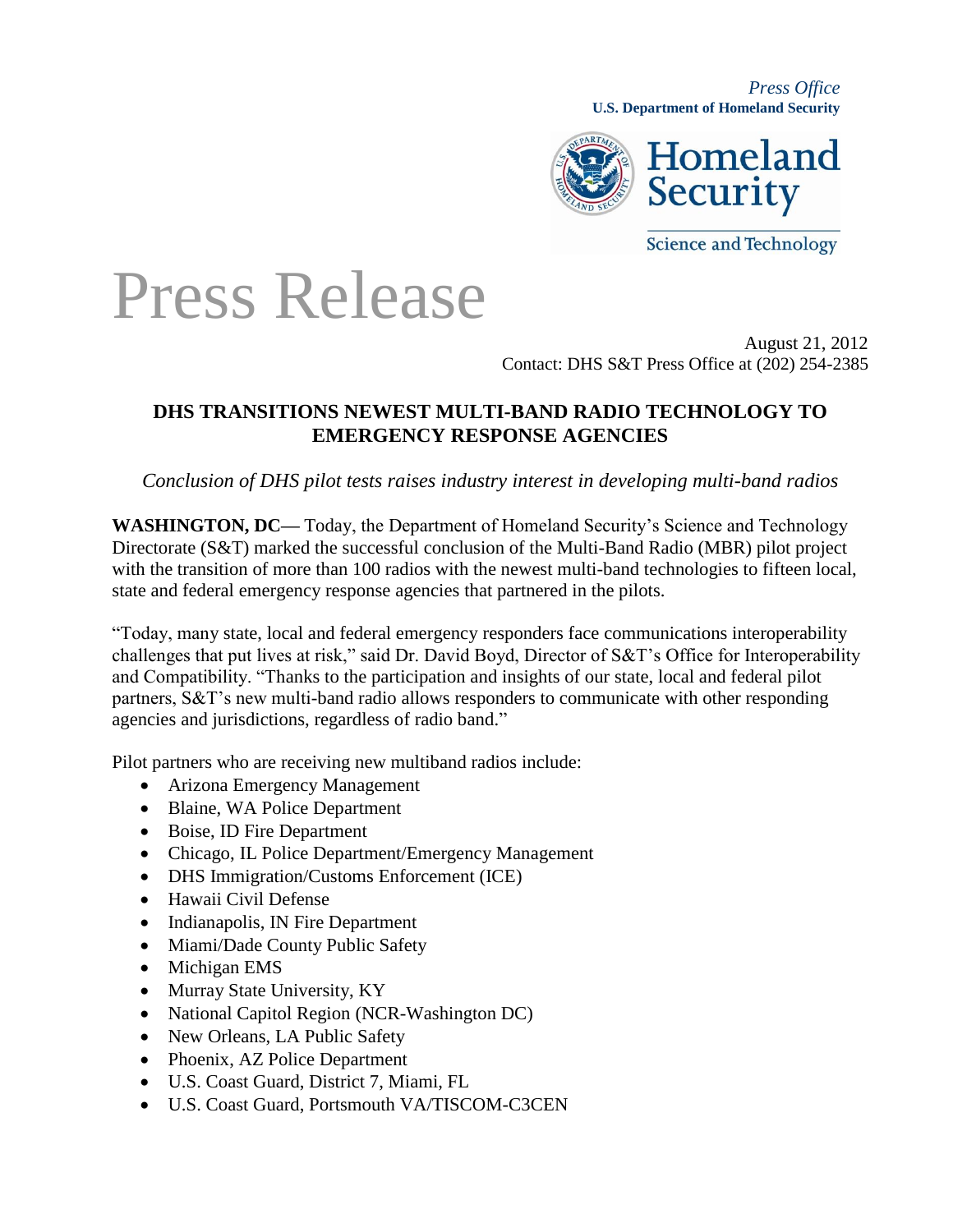*Press Office*
**U.S. Department of Homeland Security**

Homeland Security
Science and Technology

# Press Release

August 21, 2012
Contact: DHS S&T Press Office at (202) 254-2385

## DHS TRANSITIONS NEWEST MULTI-BAND RADIO TECHNOLOGY TO EMERGENCY RESPONSE AGENCIES

*Conclusion of DHS pilot tests raises industry interest in developing multi-band radios*

**WASHINGTON, DC—** Today, the Department of Homeland Security's Science and Technology Directorate (S&T) marked the successful conclusion of the Multi-Band Radio (MBR) pilot project with the transition of more than 100 radios with the newest multi-band technologies to fifteen local, state and federal emergency response agencies that partnered in the pilots.

"Today, many state, local and federal emergency responders face communications interoperability challenges that put lives at risk," said Dr. David Boyd, Director of S&T's Office for Interoperability and Compatibility. "Thanks to the participation and insights of our state, local and federal pilot partners, S&T's new multi-band radio allows responders to communicate with other responding agencies and jurisdictions, regardless of radio band."

Pilot partners who are receiving new multiband radios include:

- Arizona Emergency Management
- Blaine, WA Police Department
- Boise, ID Fire Department
- Chicago, IL Police Department/Emergency Management
- DHS Immigration/Customs Enforcement (ICE)
- Hawaii Civil Defense
- Indianapolis, IN Fire Department
- Miami/Dade County Public Safety
- Michigan EMS
- Murray State University, KY
- National Capitol Region (NCR-Washington DC)
- New Orleans, LA Public Safety
- Phoenix, AZ Police Department
- U.S. Coast Guard, District 7, Miami, FL
- U.S. Coast Guard, Portsmouth VA/TISCOM-C3CEN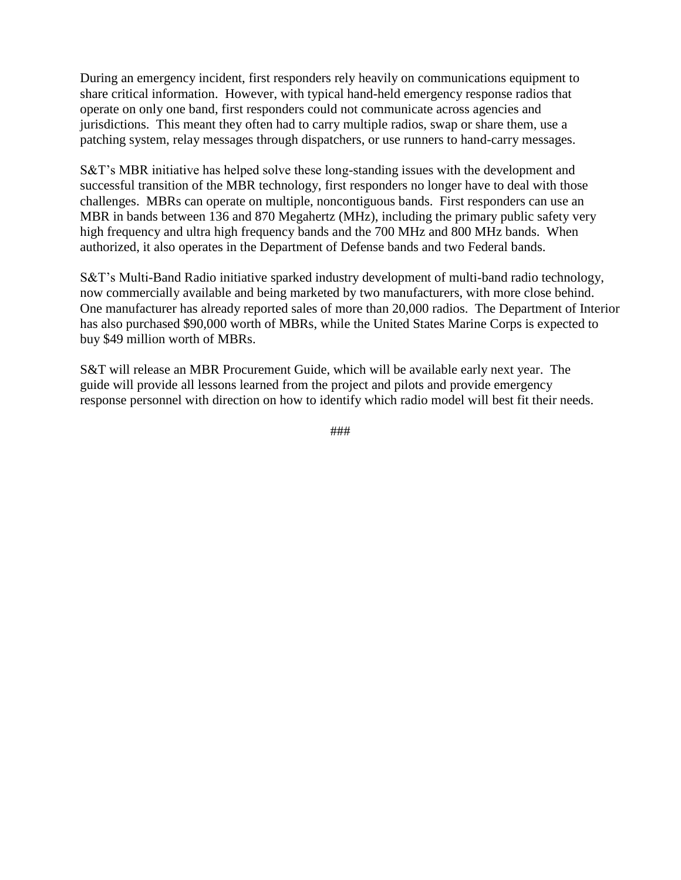During an emergency incident, first responders rely heavily on communications equipment to share critical information. However, with typical hand-held emergency response radios that operate on only one band, first responders could not communicate across agencies and jurisdictions. This meant they often had to carry multiple radios, swap or share them, use a patching system, relay messages through dispatchers, or use runners to hand-carry messages.

S&T's MBR initiative has helped solve these long-standing issues with the development and successful transition of the MBR technology, first responders no longer have to deal with those challenges. MBRs can operate on multiple, noncontiguous bands. First responders can use an MBR in bands between 136 and 870 Megahertz (MHz), including the primary public safety very high frequency and ultra high frequency bands and the 700 MHz and 800 MHz bands. When authorized, it also operates in the Department of Defense bands and two Federal bands.

S&T's Multi-Band Radio initiative sparked industry development of multi-band radio technology, now commercially available and being marketed by two manufacturers, with more close behind. One manufacturer has already reported sales of more than 20,000 radios. The Department of Interior has also purchased $90,000 worth of MBRs, while the United States Marine Corps is expected to buy $49 million worth of MBRs.

S&T will release an MBR Procurement Guide, which will be available early next year. The guide will provide all lessons learned from the project and pilots and provide emergency response personnel with direction on how to identify which radio model will best fit their needs.

###